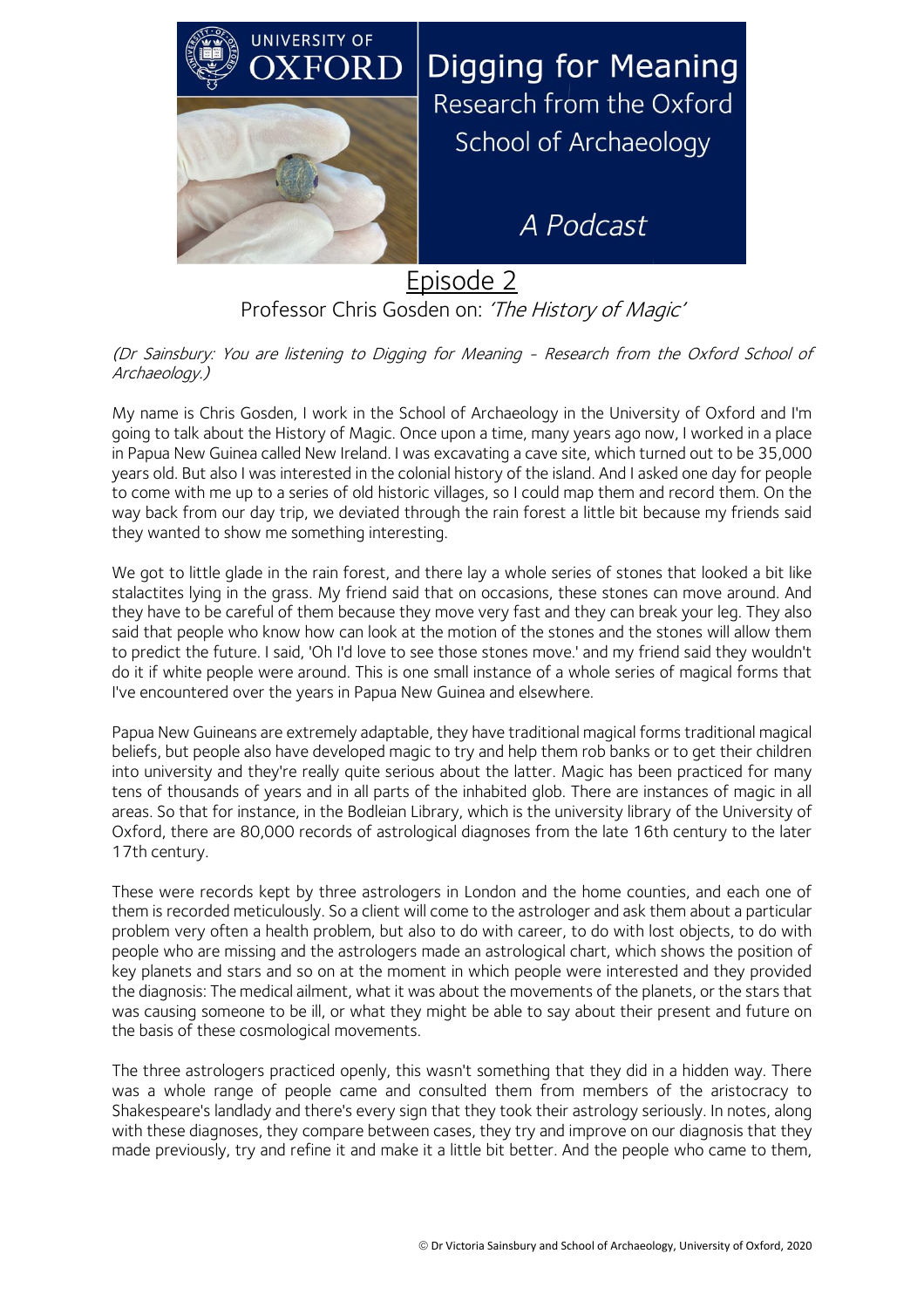UNIVERSITY OF OXFORD

# Digging for Meaning

Research from the Oxford School of Archaeology

*A Podcast*

## Episode 2

Professor Chris Gosden on: *'The History of Magic'*

*(Dr Sainsbury: You are listening to Digging for Meaning - Research from the Oxford School of Archaeology.)*

My name is Chris Gosden, I work in the School of Archaeology in the University of Oxford and I'm going to talk about the History of Magic. Once upon a time, many years ago now, I worked in a place in Papua New Guinea called New Ireland. I was excavating a cave site, which turned out to be 35,000 years old. But also I was interested in the colonial history of the island. And I asked one day for people to come with me up to a series of old historic villages, so I could map them and record them. On the way back from our day trip, we deviated through the rain forest a little bit because my friends said they wanted to show me something interesting.

We got to little glade in the rain forest, and there lay a whole series of stones that looked a bit like stalactites lying in the grass. My friend said that on occasions, these stones can move around. And they have to be careful of them because they move very fast and they can break your leg. They also said that people who know how can look at the motion of the stones and the stones will allow them to predict the future. I said, 'Oh I'd love to see those stones move.' and my friend said they wouldn't do it if white people were around. This is one small instance of a whole series of magical forms that I've encountered over the years in Papua New Guinea and elsewhere.

Papua New Guineans are extremely adaptable, they have traditional magical forms traditional magical beliefs, but people also have developed magic to try and help them rob banks or to get their children into university and they're really quite serious about the latter. Magic has been practiced for many tens of thousands of years and in all parts of the inhabited glob. There are instances of magic in all areas. So that for instance, in the Bodleian Library, which is the university library of the University of Oxford, there are 80,000 records of astrological diagnoses from the late 16th century to the later 17th century.

These were records kept by three astrologers in London and the home counties, and each one of them is recorded meticulously. So a client will come to the astrologer and ask them about a particular problem very often a health problem, but also to do with career, to do with lost objects, to do with people who are missing and the astrologers made an astrological chart, which shows the position of key planets and stars and so on at the moment in which people were interested and they provided the diagnosis: The medical ailment, what it was about the movements of the planets, or the stars that was causing someone to be ill, or what they might be able to say about their present and future on the basis of these cosmological movements.

The three astrologers practiced openly, this wasn't something that they did in a hidden way. There was a whole range of people came and consulted them from members of the aristocracy to Shakespeare's landlady and there's every sign that they took their astrology seriously. In notes, along with these diagnoses, they compare between cases, they try and improve on our diagnosis that they made previously, try and refine it and make it a little bit better. And the people who came to them,

© Dr Victoria Sainsbury and School of Archaeology, University of Oxford, 2020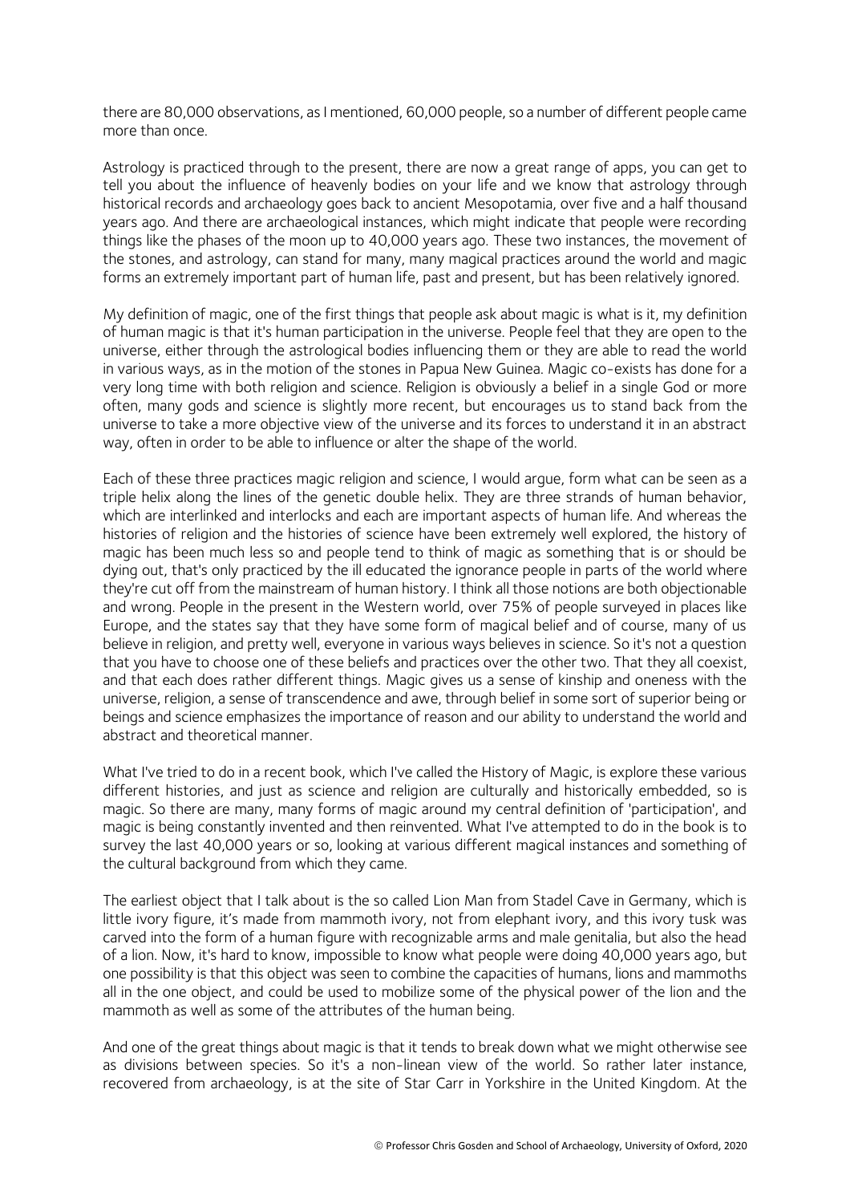there are 80,000 observations, as I mentioned, 60,000 people, so a number of different people came more than once.

Astrology is practiced through to the present, there are now a great range of apps, you can get to tell you about the influence of heavenly bodies on your life and we know that astrology through historical records and archaeology goes back to ancient Mesopotamia, over five and a half thousand years ago. And there are archaeological instances, which might indicate that people were recording things like the phases of the moon up to 40,000 years ago. These two instances, the movement of the stones, and astrology, can stand for many, many magical practices around the world and magic forms an extremely important part of human life, past and present, but has been relatively ignored.

My definition of magic, one of the first things that people ask about magic is what is it, my definition of human magic is that it's human participation in the universe. People feel that they are open to the universe, either through the astrological bodies influencing them or they are able to read the world in various ways, as in the motion of the stones in Papua New Guinea. Magic co-exists has done for a very long time with both religion and science. Religion is obviously a belief in a single God or more often, many gods and science is slightly more recent, but encourages us to stand back from the universe to take a more objective view of the universe and its forces to understand it in an abstract way, often in order to be able to influence or alter the shape of the world.

Each of these three practices magic religion and science, I would argue, form what can be seen as a triple helix along the lines of the genetic double helix. They are three strands of human behavior, which are interlinked and interlocks and each are important aspects of human life. And whereas the histories of religion and the histories of science have been extremely well explored, the history of magic has been much less so and people tend to think of magic as something that is or should be dying out, that's only practiced by the ill educated the ignorance people in parts of the world where they're cut off from the mainstream of human history. I think all those notions are both objectionable and wrong. People in the present in the Western world, over 75% of people surveyed in places like Europe, and the states say that they have some form of magical belief and of course, many of us believe in religion, and pretty well, everyone in various ways believes in science. So it's not a question that you have to choose one of these beliefs and practices over the other two. That they all coexist, and that each does rather different things. Magic gives us a sense of kinship and oneness with the universe, religion, a sense of transcendence and awe, through belief in some sort of superior being or beings and science emphasizes the importance of reason and our ability to understand the world and abstract and theoretical manner.

What I've tried to do in a recent book, which I've called the History of Magic, is explore these various different histories, and just as science and religion are culturally and historically embedded, so is magic. So there are many, many forms of magic around my central definition of 'participation', and magic is being constantly invented and then reinvented. What I've attempted to do in the book is to survey the last 40,000 years or so, looking at various different magical instances and something of the cultural background from which they came.

The earliest object that I talk about is the so called Lion Man from Stadel Cave in Germany, which is little ivory figure, it's made from mammoth ivory, not from elephant ivory, and this ivory tusk was carved into the form of a human figure with recognizable arms and male genitalia, but also the head of a lion. Now, it's hard to know, impossible to know what people were doing 40,000 years ago, but one possibility is that this object was seen to combine the capacities of humans, lions and mammoths all in the one object, and could be used to mobilize some of the physical power of the lion and the mammoth as well as some of the attributes of the human being.

And one of the great things about magic is that it tends to break down what we might otherwise see as divisions between species. So it's a non-linean view of the world. So rather later instance, recovered from archaeology, is at the site of Star Carr in Yorkshire in the United Kingdom. At the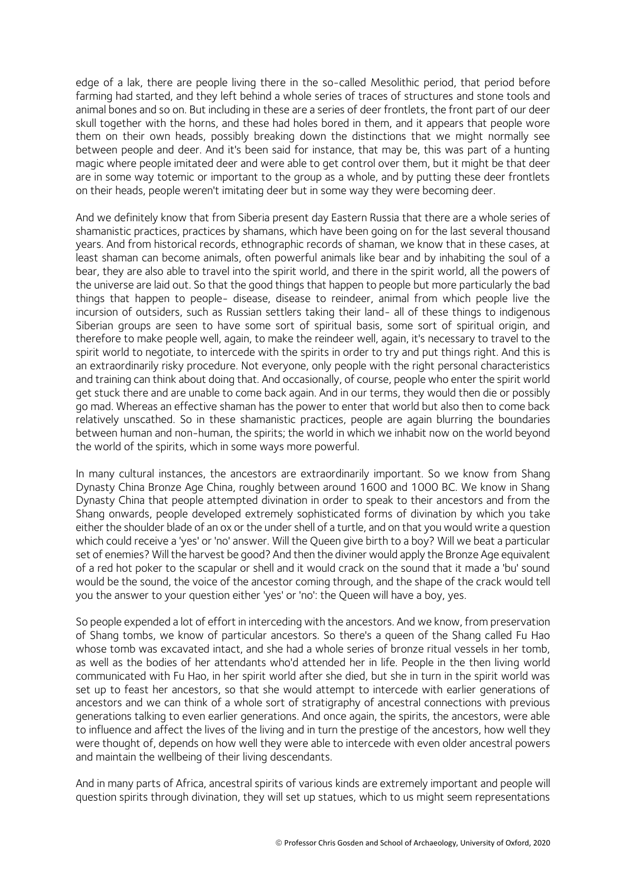edge of a lak, there are people living there in the so-called Mesolithic period, that period before farming had started, and they left behind a whole series of traces of structures and stone tools and animal bones and so on. But including in these are a series of deer frontlets, the front part of our deer skull together with the horns, and these had holes bored in them, and it appears that people wore them on their own heads, possibly breaking down the distinctions that we might normally see between people and deer. And it's been said for instance, that may be, this was part of a hunting magic where people imitated deer and were able to get control over them, but it might be that deer are in some way totemic or important to the group as a whole, and by putting these deer frontlets on their heads, people weren't imitating deer but in some way they were becoming deer.

And we definitely know that from Siberia present day Eastern Russia that there are a whole series of shamanistic practices, practices by shamans, which have been going on for the last several thousand years. And from historical records, ethnographic records of shaman, we know that in these cases, at least shaman can become animals, often powerful animals like bear and by inhabiting the soul of a bear, they are also able to travel into the spirit world, and there in the spirit world, all the powers of the universe are laid out. So that the good things that happen to people but more particularly the bad things that happen to people- disease, disease to reindeer, animal from which people live the incursion of outsiders, such as Russian settlers taking their land- all of these things to indigenous Siberian groups are seen to have some sort of spiritual basis, some sort of spiritual origin, and therefore to make people well, again, to make the reindeer well, again, it's necessary to travel to the spirit world to negotiate, to intercede with the spirits in order to try and put things right. And this is an extraordinarily risky procedure. Not everyone, only people with the right personal characteristics and training can think about doing that. And occasionally, of course, people who enter the spirit world get stuck there and are unable to come back again. And in our terms, they would then die or possibly go mad. Whereas an effective shaman has the power to enter that world but also then to come back relatively unscathed. So in these shamanistic practices, people are again blurring the boundaries between human and non-human, the spirits; the world in which we inhabit now on the world beyond the world of the spirits, which in some ways more powerful.

In many cultural instances, the ancestors are extraordinarily important. So we know from Shang Dynasty China Bronze Age China, roughly between around 1600 and 1000 BC. We know in Shang Dynasty China that people attempted divination in order to speak to their ancestors and from the Shang onwards, people developed extremely sophisticated forms of divination by which you take either the shoulder blade of an ox or the under shell of a turtle, and on that you would write a question which could receive a 'yes' or 'no' answer. Will the Queen give birth to a boy? Will we beat a particular set of enemies? Will the harvest be good? And then the diviner would apply the Bronze Age equivalent of a red hot poker to the scapular or shell and it would crack on the sound that it made a 'bu' sound would be the sound, the voice of the ancestor coming through, and the shape of the crack would tell you the answer to your question either 'yes' or 'no': the Queen will have a boy, yes.

So people expended a lot of effort in interceding with the ancestors. And we know, from preservation of Shang tombs, we know of particular ancestors. So there's a queen of the Shang called Fu Hao whose tomb was excavated intact, and she had a whole series of bronze ritual vessels in her tomb, as well as the bodies of her attendants who'd attended her in life. People in the then living world communicated with Fu Hao, in her spirit world after she died, but she in turn in the spirit world was set up to feast her ancestors, so that she would attempt to intercede with earlier generations of ancestors and we can think of a whole sort of stratigraphy of ancestral connections with previous generations talking to even earlier generations. And once again, the spirits, the ancestors, were able to influence and affect the lives of the living and in turn the prestige of the ancestors, how well they were thought of, depends on how well they were able to intercede with even older ancestral powers and maintain the wellbeing of their living descendants.

And in many parts of Africa, ancestral spirits of various kinds are extremely important and people will question spirits through divination, they will set up statues, which to us might seem representations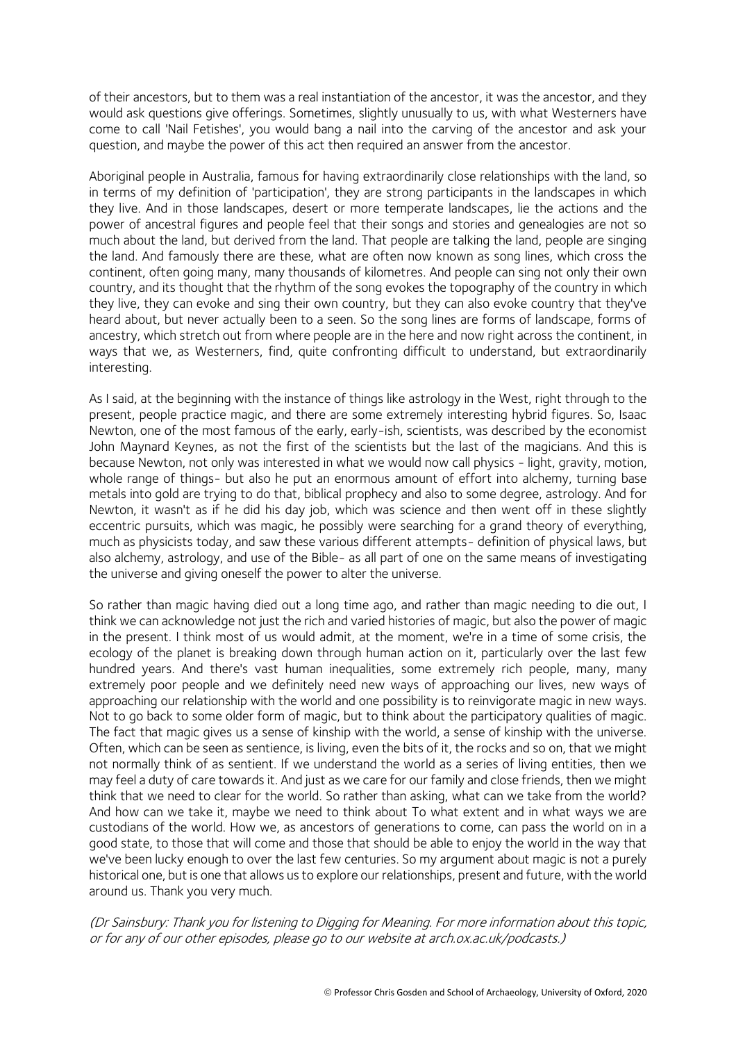of their ancestors, but to them was a real instantiation of the ancestor, it was the ancestor, and they would ask questions give offerings. Sometimes, slightly unusually to us, with what Westerners have come to call 'Nail Fetishes', you would bang a nail into the carving of the ancestor and ask your question, and maybe the power of this act then required an answer from the ancestor.

Aboriginal people in Australia, famous for having extraordinarily close relationships with the land, so in terms of my definition of 'participation', they are strong participants in the landscapes in which they live. And in those landscapes, desert or more temperate landscapes, lie the actions and the power of ancestral figures and people feel that their songs and stories and genealogies are not so much about the land, but derived from the land. That people are talking the land, people are singing the land. And famously there are these, what are often now known as song lines, which cross the continent, often going many, many thousands of kilometres. And people can sing not only their own country, and its thought that the rhythm of the song evokes the topography of the country in which they live, they can evoke and sing their own country, but they can also evoke country that they've heard about, but never actually been to a seen. So the song lines are forms of landscape, forms of ancestry, which stretch out from where people are in the here and now right across the continent, in ways that we, as Westerners, find, quite confronting difficult to understand, but extraordinarily interesting.

As I said, at the beginning with the instance of things like astrology in the West, right through to the present, people practice magic, and there are some extremely interesting hybrid figures. So, Isaac Newton, one of the most famous of the early, early-ish, scientists, was described by the economist John Maynard Keynes, as not the first of the scientists but the last of the magicians. And this is because Newton, not only was interested in what we would now call physics - light, gravity, motion, whole range of things- but also he put an enormous amount of effort into alchemy, turning base metals into gold are trying to do that, biblical prophecy and also to some degree, astrology. And for Newton, it wasn't as if he did his day job, which was science and then went off in these slightly eccentric pursuits, which was magic, he possibly were searching for a grand theory of everything, much as physicists today, and saw these various different attempts- definition of physical laws, but also alchemy, astrology, and use of the Bible- as all part of one on the same means of investigating the universe and giving oneself the power to alter the universe.

So rather than magic having died out a long time ago, and rather than magic needing to die out, I think we can acknowledge not just the rich and varied histories of magic, but also the power of magic in the present. I think most of us would admit, at the moment, we're in a time of some crisis, the ecology of the planet is breaking down through human action on it, particularly over the last few hundred years. And there's vast human inequalities, some extremely rich people, many, many extremely poor people and we definitely need new ways of approaching our lives, new ways of approaching our relationship with the world and one possibility is to reinvigorate magic in new ways. Not to go back to some older form of magic, but to think about the participatory qualities of magic. The fact that magic gives us a sense of kinship with the world, a sense of kinship with the universe. Often, which can be seen as sentience, is living, even the bits of it, the rocks and so on, that we might not normally think of as sentient. If we understand the world as a series of living entities, then we may feel a duty of care towards it. And just as we care for our family and close friends, then we might think that we need to clear for the world. So rather than asking, what can we take from the world? And how can we take it, maybe we need to think about To what extent and in what ways we are custodians of the world. How we, as ancestors of generations to come, can pass the world on in a good state, to those that will come and those that should be able to enjoy the world in the way that we've been lucky enough to over the last few centuries. So my argument about magic is not a purely historical one, but is one that allows us to explore our relationships, present and future, with the world around us. Thank you very much.

*(Dr Sainsbury: Thank you for listening to Digging for Meaning. For more information about this topic, or for any of our other episodes, please go to our website at arch.ox.ac.uk/podcasts.)*

© Professor Chris Gosden and School of Archaeology, University of Oxford, 2020